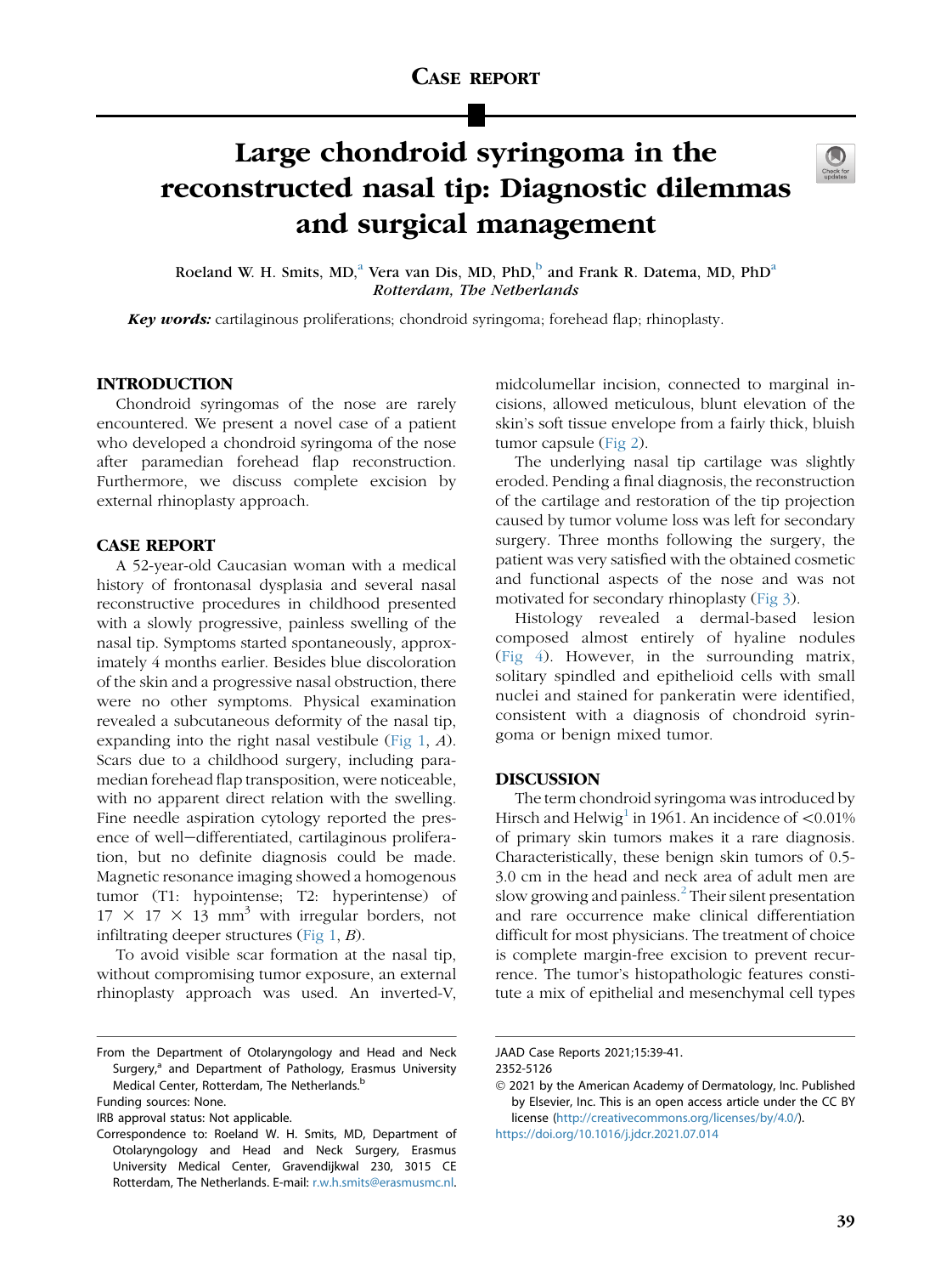CASE REPORT

# Large chondroid syringoma in the reconstructed nasal tip: Diagnostic dilemmas and surgical management

Roeland W. H. Smits, MD,[a] Vera van Dis, MD, PhD,[b] and Frank R. Datema, MD, PhD[a]
*Rotterdam, The Netherlands*

***Key words:*** cartilaginous proliferations; chondroid syringoma; forehead flap; rhinoplasty.

## INTRODUCTION

Chondroid syringomas of the nose are rarely encountered. We present a novel case of a patient who developed a chondroid syringoma of the nose after paramedian forehead flap reconstruction. Furthermore, we discuss complete excision by external rhinoplasty approach.

## CASE REPORT

A 52-year-old Caucasian woman with a medical history of frontonasal dysplasia and several nasal reconstructive procedures in childhood presented with a slowly progressive, painless swelling of the nasal tip. Symptoms started spontaneously, approximately 4 months earlier. Besides blue discoloration of the skin and a progressive nasal obstruction, there were no other symptoms. Physical examination revealed a subcutaneous deformity of the nasal tip, expanding into the right nasal vestibule (Fig 1, *A*). Scars due to a childhood surgery, including paramedian forehead flap transposition, were noticeable, with no apparent direct relation with the swelling. Fine needle aspiration cytology reported the presence of well–differentiated, cartilaginous proliferation, but no definite diagnosis could be made. Magnetic resonance imaging showed a homogenous tumor (T1: hypointense; T2: hyperintense) of $17 \times 17 \times 13$ mm$^3$ with irregular borders, not infiltrating deeper structures (Fig 1, *B*).

To avoid visible scar formation at the nasal tip, without compromising tumor exposure, an external rhinoplasty approach was used. An inverted-V, midcolumellar incision, connected to marginal incisions, allowed meticulous, blunt elevation of the skin's soft tissue envelope from a fairly thick, bluish tumor capsule (Fig 2).

The underlying nasal tip cartilage was slightly eroded. Pending a final diagnosis, the reconstruction of the cartilage and restoration of the tip projection caused by tumor volume loss was left for secondary surgery. Three months following the surgery, the patient was very satisfied with the obtained cosmetic and functional aspects of the nose and was not motivated for secondary rhinoplasty (Fig 3).

Histology revealed a dermal-based lesion composed almost entirely of hyaline nodules (Fig 4). However, in the surrounding matrix, solitary spindled and epithelioid cells with small nuclei and stained for pankeratin were identified, consistent with a diagnosis of chondroid syringoma or benign mixed tumor.

## DISCUSSION

The term chondroid syringoma was introduced by Hirsch and Helwig[1] in 1961. An incidence of <0.01% of primary skin tumors makes it a rare diagnosis. Characteristically, these benign skin tumors of 0.5-3.0 cm in the head and neck area of adult men are slow growing and painless.[2] Their silent presentation and rare occurrence make clinical differentiation difficult for most physicians. The treatment of choice is complete margin-free excision to prevent recurrence. The tumor's histopathologic features constitute a mix of epithelial and mesenchymal cell types

From the Department of Otolaryngology and Head and Neck Surgery,[a] and Department of Pathology, Erasmus University Medical Center, Rotterdam, The Netherlands.[b]

Funding sources: None.

IRB approval status: Not applicable.

Correspondence to: Roeland W. H. Smits, MD, Department of Otolaryngology and Head and Neck Surgery, Erasmus University Medical Center, Gravendijkwal 230, 3015 CE Rotterdam, The Netherlands. E-mail: r.w.h.smits@erasmusmc.nl.

JAAD Case Reports 2021;15:39-41.

2352-5126

© 2021 by the American Academy of Dermatology, Inc. Published by Elsevier, Inc. This is an open access article under the CC BY license (http://creativecommons.org/licenses/by/4.0/).

https://doi.org/10.1016/j.jdcr.2021.07.014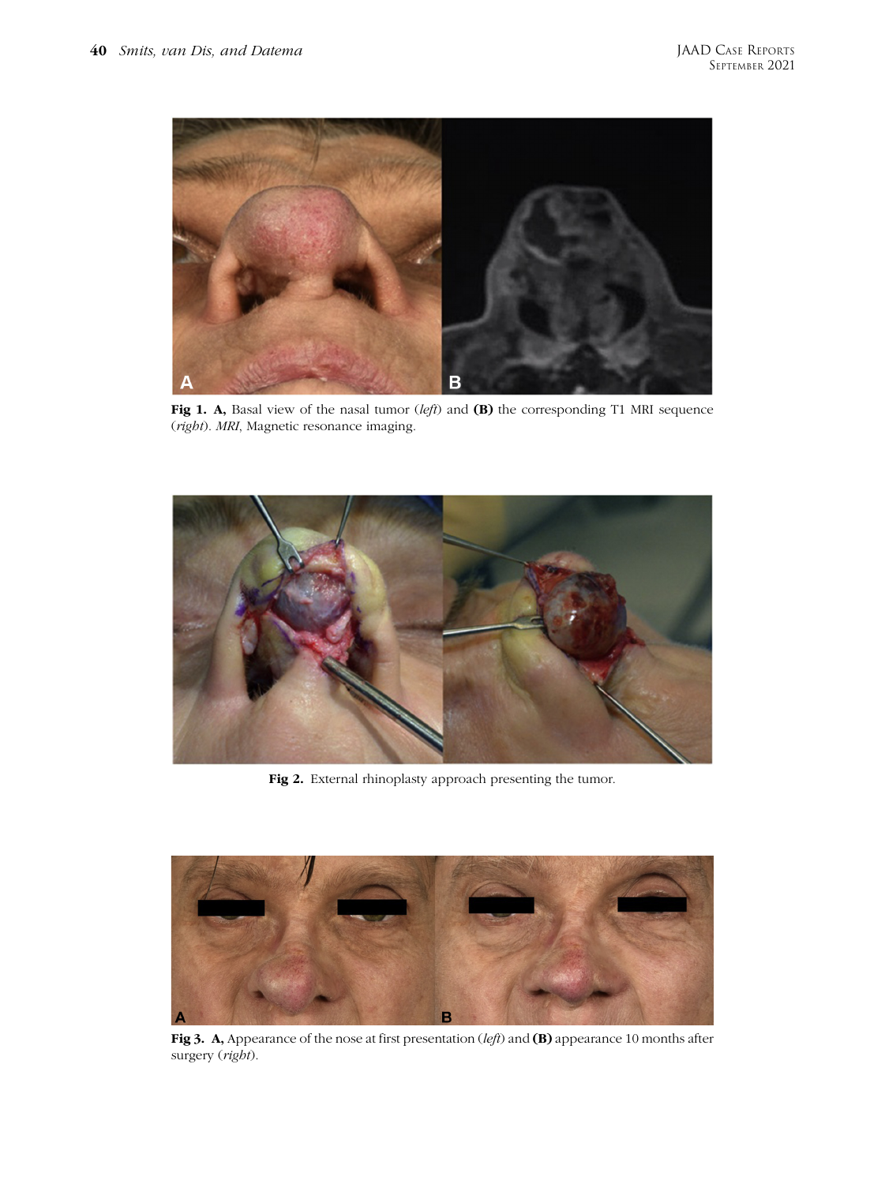**Fig 1. A,** Basal view of the nasal tumor (*left*) and **(B)** the corresponding T1 MRI sequence (*right*). *MRI*, Magnetic resonance imaging.

**Fig 2.** External rhinoplasty approach presenting the tumor.

**Fig 3. A,** Appearance of the nose at first presentation (*left*) and **(B)** appearance 10 months after surgery (*right*).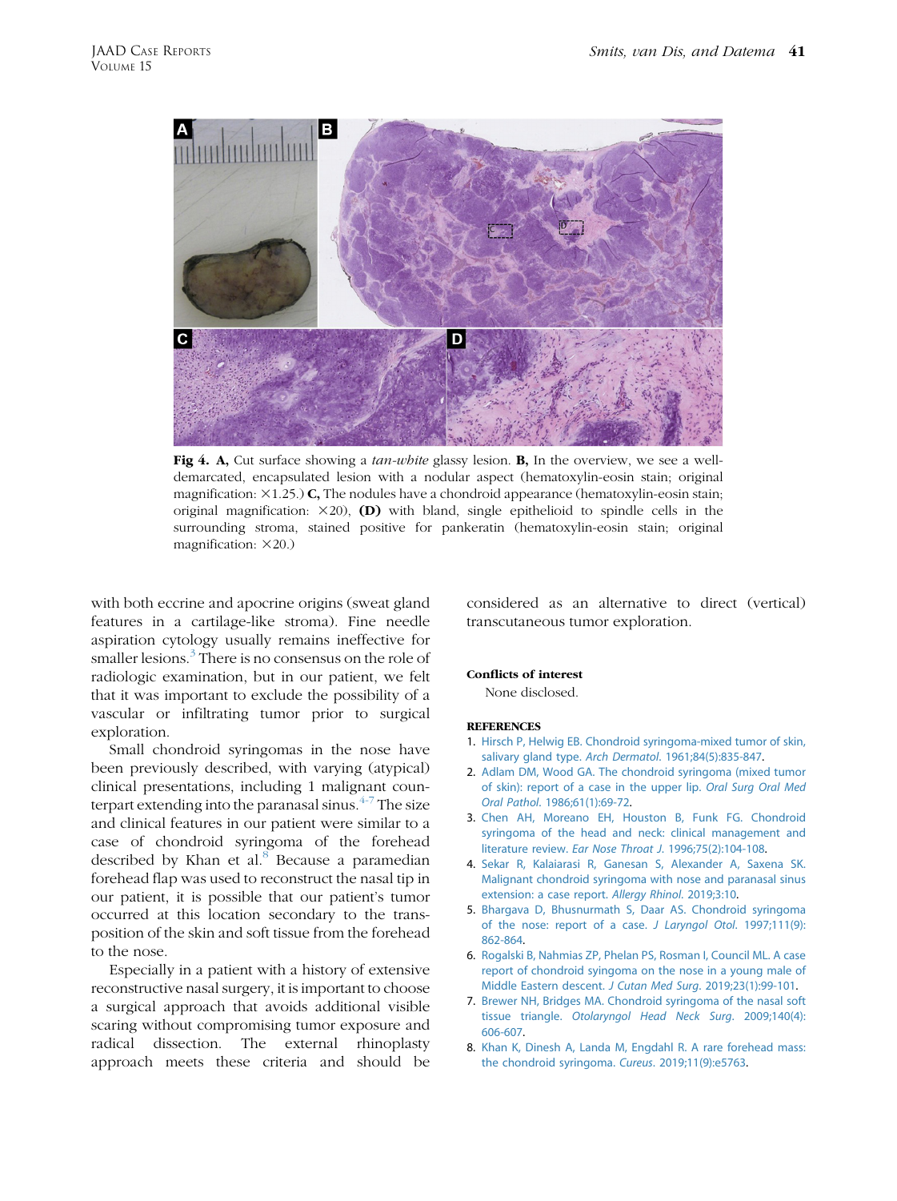**Fig 4. A,** Cut surface showing a *tan-white* glassy lesion. **B,** In the overview, we see a well-demarcated, encapsulated lesion with a nodular aspect (hematoxylin-eosin stain; original magnification: ×1.25.) **C,** The nodules have a chondroid appearance (hematoxylin-eosin stain; original magnification: ×20), **(D)** with bland, single epithelioid to spindle cells in the surrounding stroma, stained positive for pankeratin (hematoxylin-eosin stain; original magnification: ×20.)

with both eccrine and apocrine origins (sweat gland features in a cartilage-like stroma). Fine needle aspiration cytology usually remains ineffective for smaller lesions.[3] There is no consensus on the role of radiologic examination, but in our patient, we felt that it was important to exclude the possibility of a vascular or infiltrating tumor prior to surgical exploration.

Small chondroid syringomas in the nose have been previously described, with varying (atypical) clinical presentations, including 1 malignant counterpart extending into the paranasal sinus.[4-7] The size and clinical features in our patient were similar to a case of chondroid syringoma of the forehead described by Khan et al.[8] Because a paramedian forehead flap was used to reconstruct the nasal tip in our patient, it is possible that our patient's tumor occurred at this location secondary to the transposition of the skin and soft tissue from the forehead to the nose.

Especially in a patient with a history of extensive reconstructive nasal surgery, it is important to choose a surgical approach that avoids additional visible scaring without compromising tumor exposure and radical dissection. The external rhinoplasty approach meets these criteria and should be considered as an alternative to direct (vertical) transcutaneous tumor exploration.

**Conflicts of interest**

None disclosed.

**REFERENCES**

1. Hirsch P, Helwig EB. Chondroid syringoma-mixed tumor of skin, salivary gland type. *Arch Dermatol*. 1961;84(5):835-847.
2. Adlam DM, Wood GA. The chondroid syringoma (mixed tumor of skin): report of a case in the upper lip. *Oral Surg Oral Med Oral Pathol*. 1986;61(1):69-72.
3. Chen AH, Moreano EH, Houston B, Funk FG. Chondroid syringoma of the head and neck: clinical management and literature review. *Ear Nose Throat J*. 1996;75(2):104-108.
4. Sekar R, Kalaiarasi R, Ganesan S, Alexander A, Saxena SK. Malignant chondroid syringoma with nose and paranasal sinus extension: a case report. *Allergy Rhinol*. 2019;3:10.
5. Bhargava D, Bhusnurmath S, Daar AS. Chondroid syringoma of the nose: report of a case. *J Laryngol Otol*. 1997;111(9):862-864.
6. Rogalski B, Nahmias ZP, Phelan PS, Rosman I, Council ML. A case report of chondroid syingoma on the nose in a young male of Middle Eastern descent. *J Cutan Med Surg*. 2019;23(1):99-101.
7. Brewer NH, Bridges MA. Chondroid syringoma of the nasal soft tissue triangle. *Otolaryngol Head Neck Surg*. 2009;140(4):606-607.
8. Khan K, Dinesh A, Landa M, Engdahl R. A rare forehead mass: the chondroid syringoma. *Cureus*. 2019;11(9):e5763.